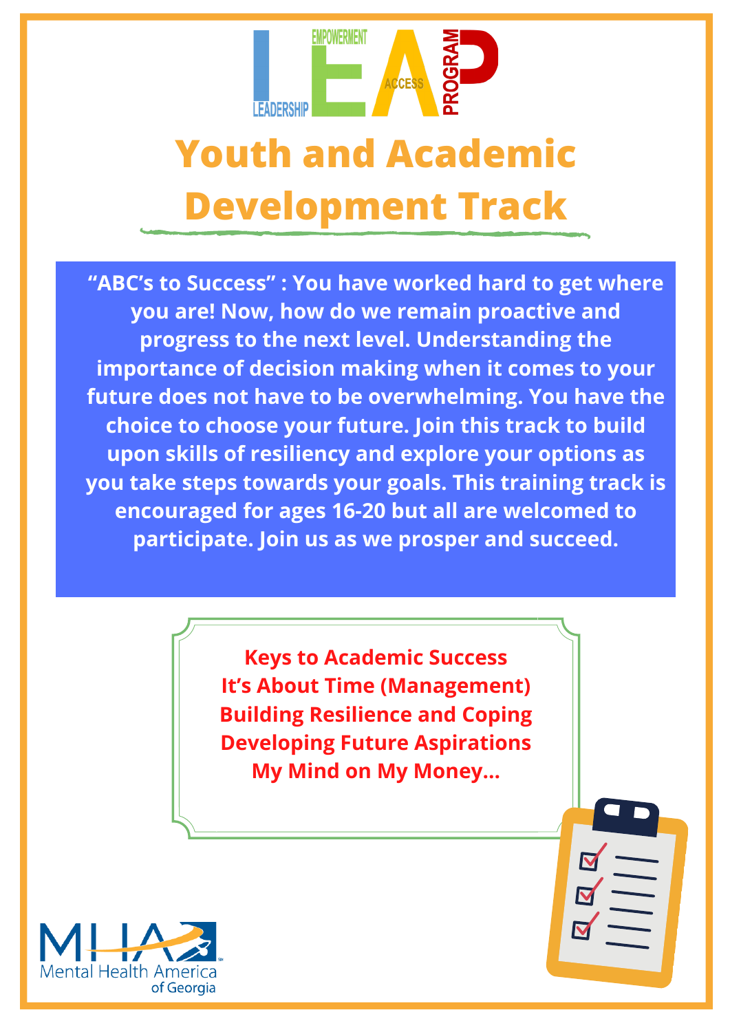LEADERSHIP EMPOWERMENT ACCESS PROGRAM

# Youth and Academic Development Track

**"ABC's to Success" : You have worked hard to get where you are! Now, how do we remain proactive and progress to the next level. Understanding the importance of decision making when it comes to your future does not have to be overwhelming. You have the choice to choose your future. Join this track to build upon skills of resiliency and explore your options as you take steps towards your goals. This training track is encouraged for ages 16-20 but all are welcomed to participate. Join us as we prosper and succeed.**

**Keys to Academic Success**
**It's About Time (Management)**
**Building Resilience and Coping**
**Developing Future Aspirations**
**My Mind on My Money...**

MHA Mental Health America of Georgia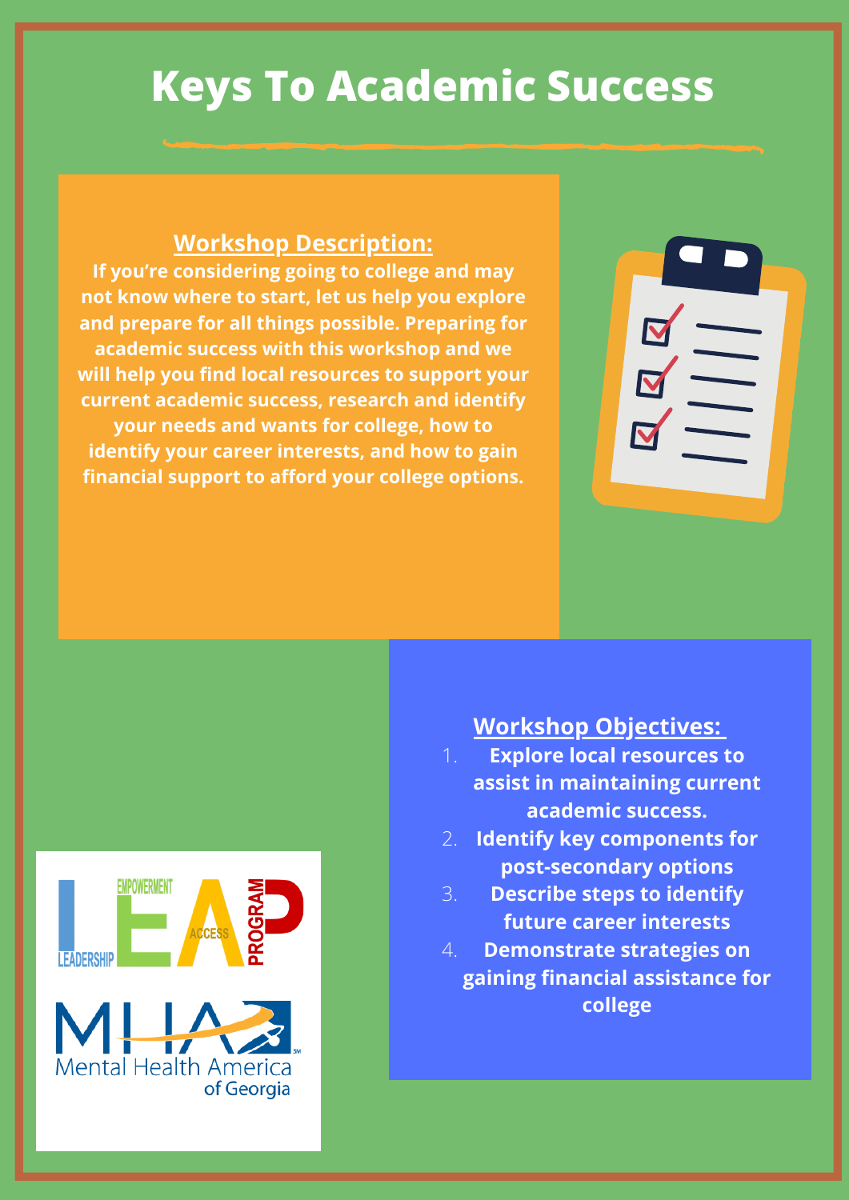# Keys To Academic Success

## Workshop Description:

**If you're considering going to college and may not know where to start, let us help you explore and prepare for all things possible. Preparing for academic success with this workshop and we will help you find local resources to support your current academic success, research and identify your needs and wants for college, how to identify your career interests, and how to gain financial support to afford your college options.**

## Workshop Objectives:

1. **Explore local resources to assist in maintaining current academic success.**
2. **Identify key components for post-secondary options**
3. **Describe steps to identify future career interests**
4. **Demonstrate strategies on gaining financial assistance for college**

LEADERSHIP EMPOWERMENT ACCESS PROGRAM

Mental Health America of Georgia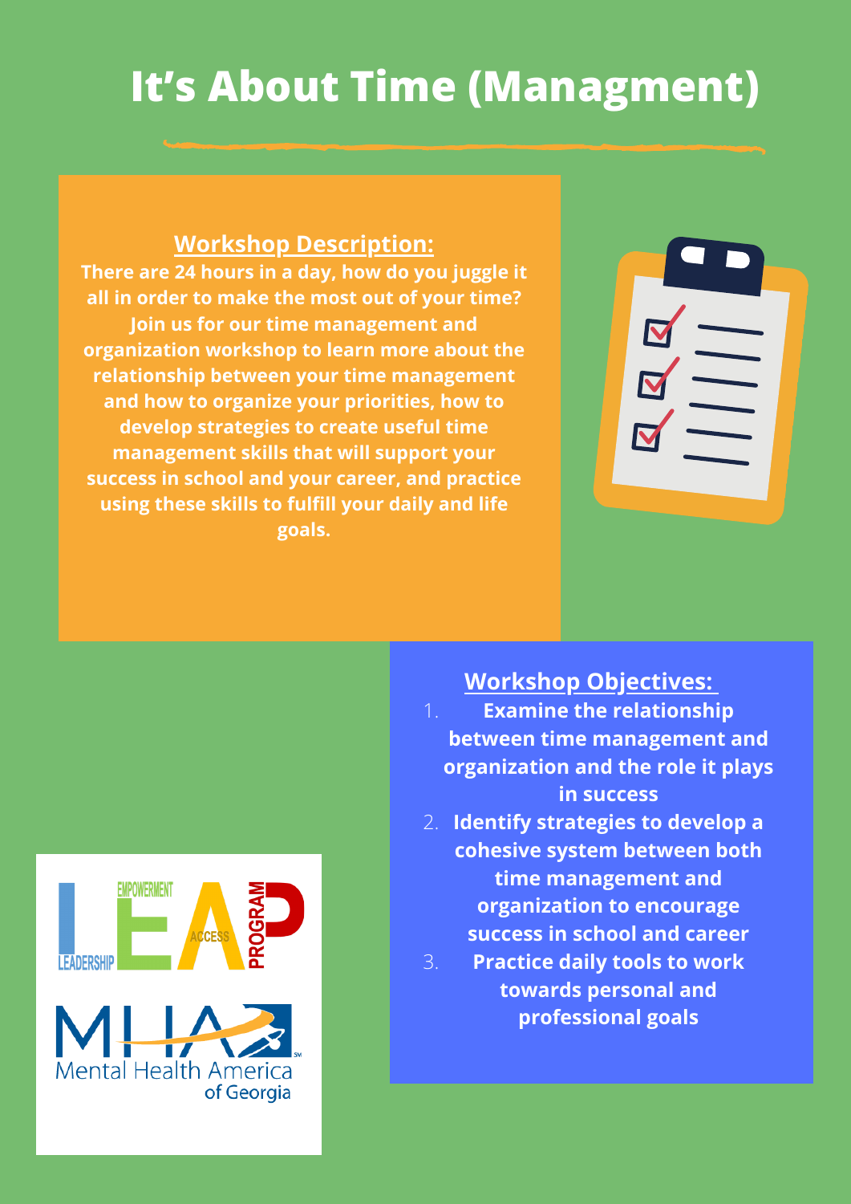# It's About Time (Managment)

## Workshop Description:

**There are 24 hours in a day, how do you juggle it all in order to make the most out of your time? Join us for our time management and organization workshop to learn more about the relationship between your time management and how to organize your priorities, how to develop strategies to create useful time management skills that will support your success in school and your career, and practice using these skills to fulfill your daily and life goals.**

## Workshop Objectives:

1. **Examine the relationship between time management and organization and the role it plays in success**
2. **Identify strategies to develop a cohesive system between both time management and organization to encourage success in school and career**
3. **Practice daily tools to work towards personal and professional goals**

LEADERSHIP EMPOWERMENT ACCESS PROGRAM

MHA Mental Health America of Georgia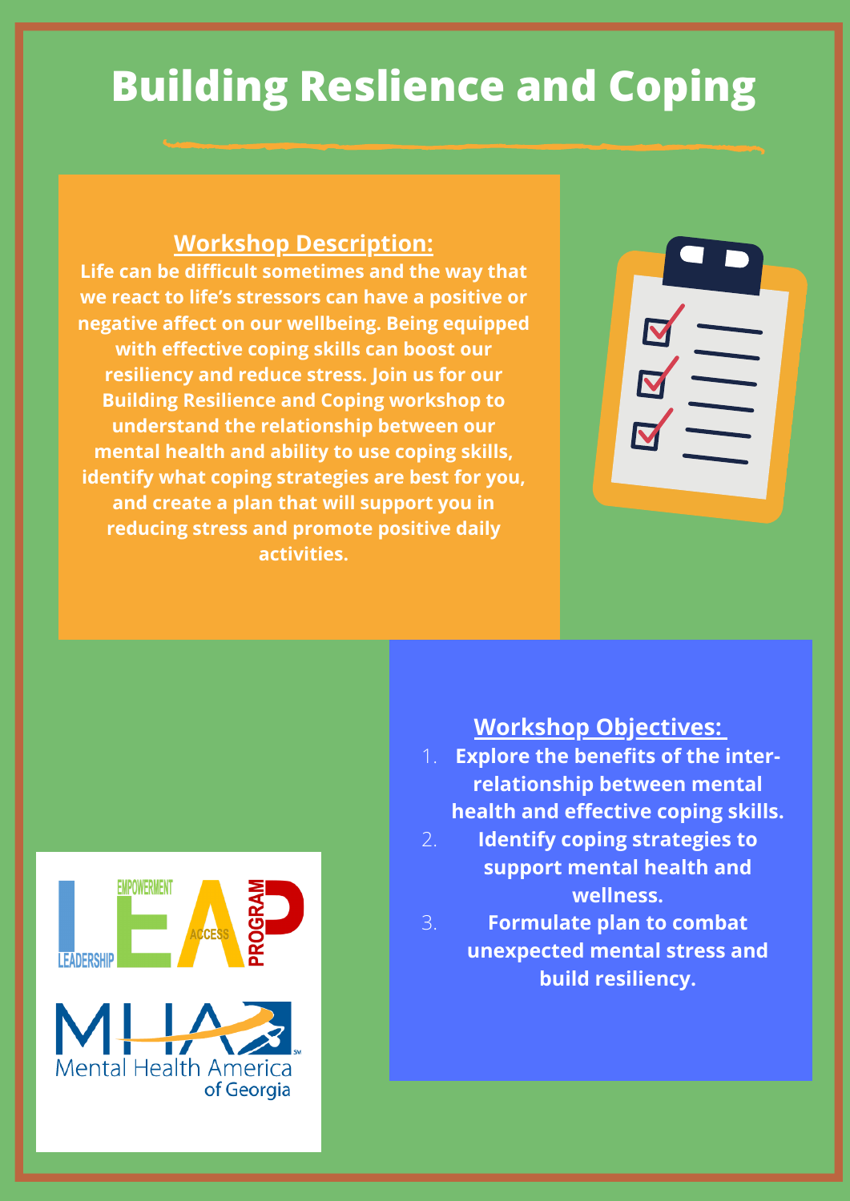# Building Reslience and Coping

## Workshop Description:

**Life can be difficult sometimes and the way that we react to life's stressors can have a positive or negative affect on our wellbeing. Being equipped with effective coping skills can boost our resiliency and reduce stress. Join us for our Building Resilience and Coping workshop to understand the relationship between our mental health and ability to use coping skills, identify what coping strategies are best for you, and create a plan that will support you in reducing stress and promote positive daily activities.**

## Workshop Objectives:

1. **Explore the benefits of the inter-relationship between mental health and effective coping skills.**
2. **Identify coping strategies to support mental health and wellness.**
3. **Formulate plan to combat unexpected mental stress and build resiliency.**

LEADERSHIP EMPOWERMENT ACCESS PROGRAM

Mental Health America of Georgia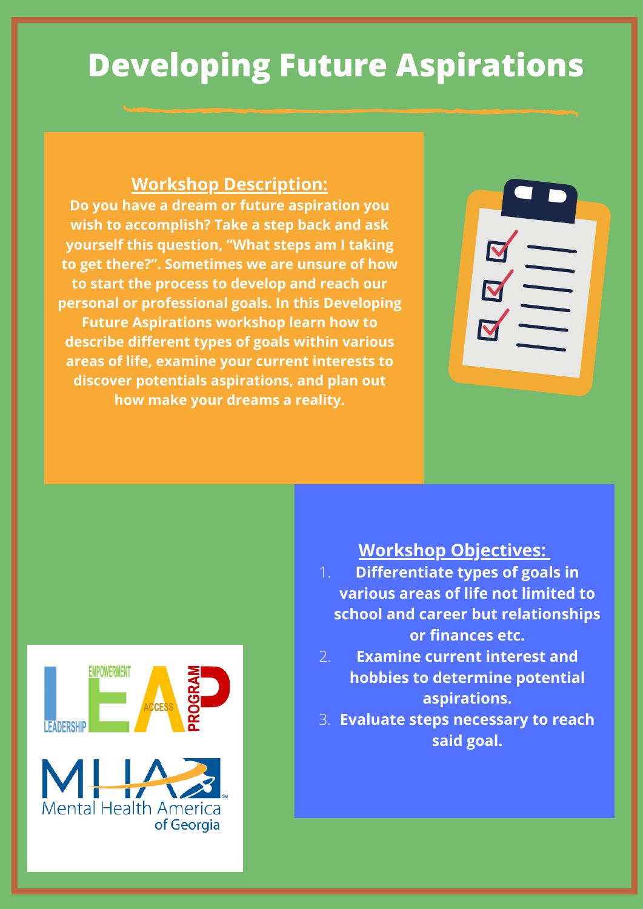# Developing Future Aspirations

## Workshop Description:

**Do you have a dream or future aspiration you wish to accomplish? Take a step back and ask yourself this question, "What steps am I taking to get there?". Sometimes we are unsure of how to start the process to develop and reach our personal or professional goals. In this Developing Future Aspirations workshop learn how to describe different types of goals within various areas of life, examine your current interests to discover potentials aspirations, and plan out how make your dreams a reality.**

## Workshop Objectives:

1. **Differentiate types of goals in various areas of life not limited to school and career but relationships or finances etc.**
2. **Examine current interest and hobbies to determine potential aspirations.**
3. **Evaluate steps necessary to reach said goal.**

LEADERSHIP EMPOWERMENT ACCESS PROGRAM

MHA Mental Health America of Georgia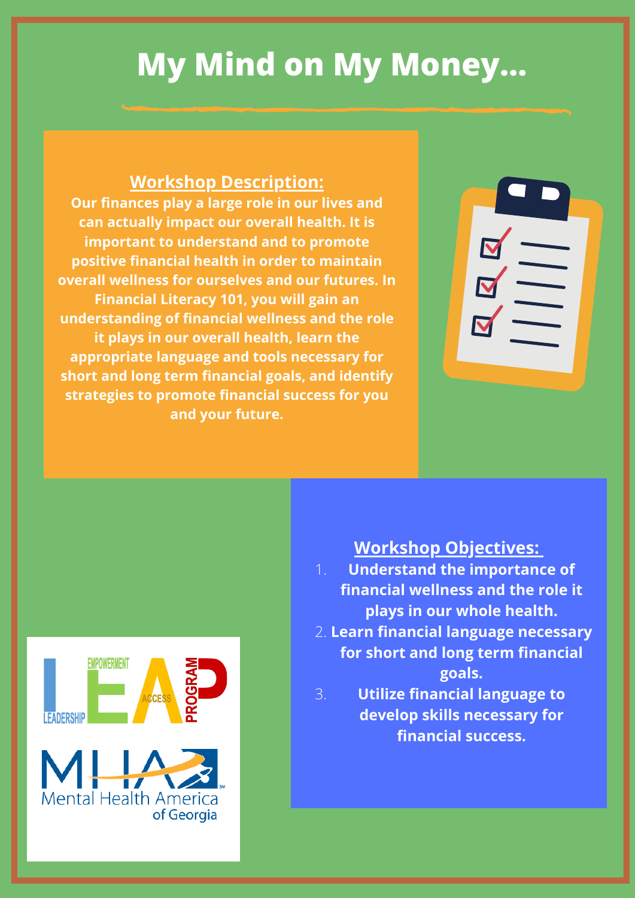# My Mind on My Money…

## Workshop Description:

Our finances play a large role in our lives and can actually impact our overall health. It is important to understand and to promote positive financial health in order to maintain overall wellness for ourselves and our futures. In Financial Literacy 101, you will gain an understanding of financial wellness and the role it plays in our overall health, learn the appropriate language and tools necessary for short and long term financial goals, and identify strategies to promote financial success for you and your future.

## Workshop Objectives:

1. Understand the importance of financial wellness and the role it plays in our whole health.
2. Learn financial language necessary for short and long term financial goals.
3. Utilize financial language to develop skills necessary for financial success.

LEAP: LEADERSHIP EMPOWERMENT ACCESS PROGRAM

MHA Mental Health America of Georgia